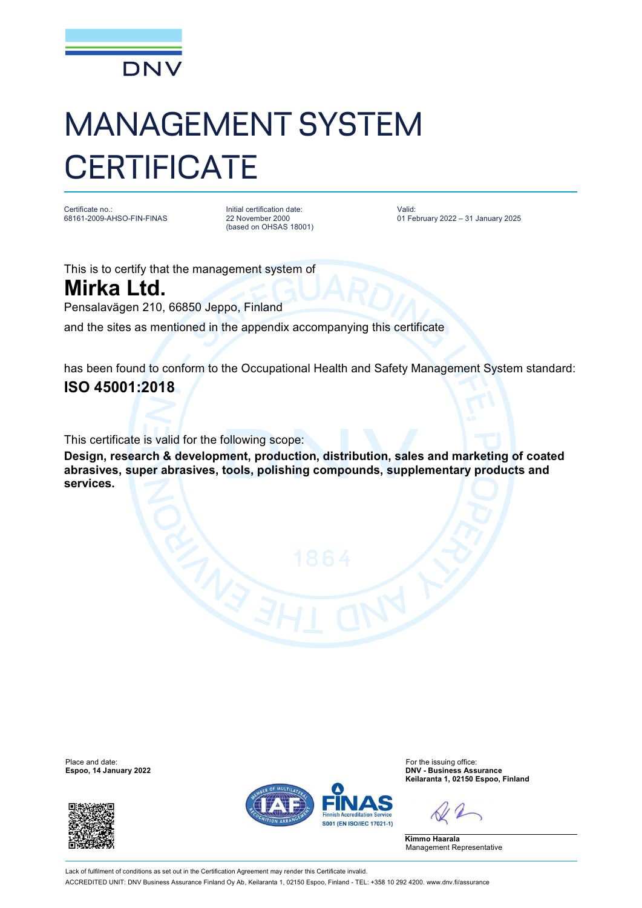DNV

# MANAGEMENT SYSTEM CERTIFICATE

| Certificate no.: | Initial certification date: | Valid: |
| --- | --- | --- |
| 68161-2009-AHSO-FIN-FINAS | 22 November 2000 (based on OHSAS 18001) | 01 February 2022 – 31 January 2025 |

This is to certify that the management system of

## Mirka Ltd.

Pensalavägen 210, 66850 Jeppo, Finland

and the sites as mentioned in the appendix accompanying this certificate

has been found to conform to the Occupational Health and Safety Management System standard:

**ISO 45001:2018**

This certificate is valid for the following scope:

**Design, research & development, production, distribution, sales and marketing of coated abrasives, super abrasives, tools, polishing compounds, supplementary products and services.**

Place and date:
**Espoo, 14 January 2022**

For the issuing office:
**DNV - Business Assurance**
**Keilaranta 1, 02150 Espoo, Finland**

FINAS
Finnish Accreditation Service
S001 (EN ISO/IEC 17021-1)

**Kimmo Haarala**
Management Representative

Lack of fulfilment of conditions as set out in the Certification Agreement may render this Certificate invalid.

ACCREDITED UNIT: DNV Business Assurance Finland Oy Ab, Keilaranta 1, 02150 Espoo, Finland - TEL: +358 10 292 4200. www.dnv.fi/assurance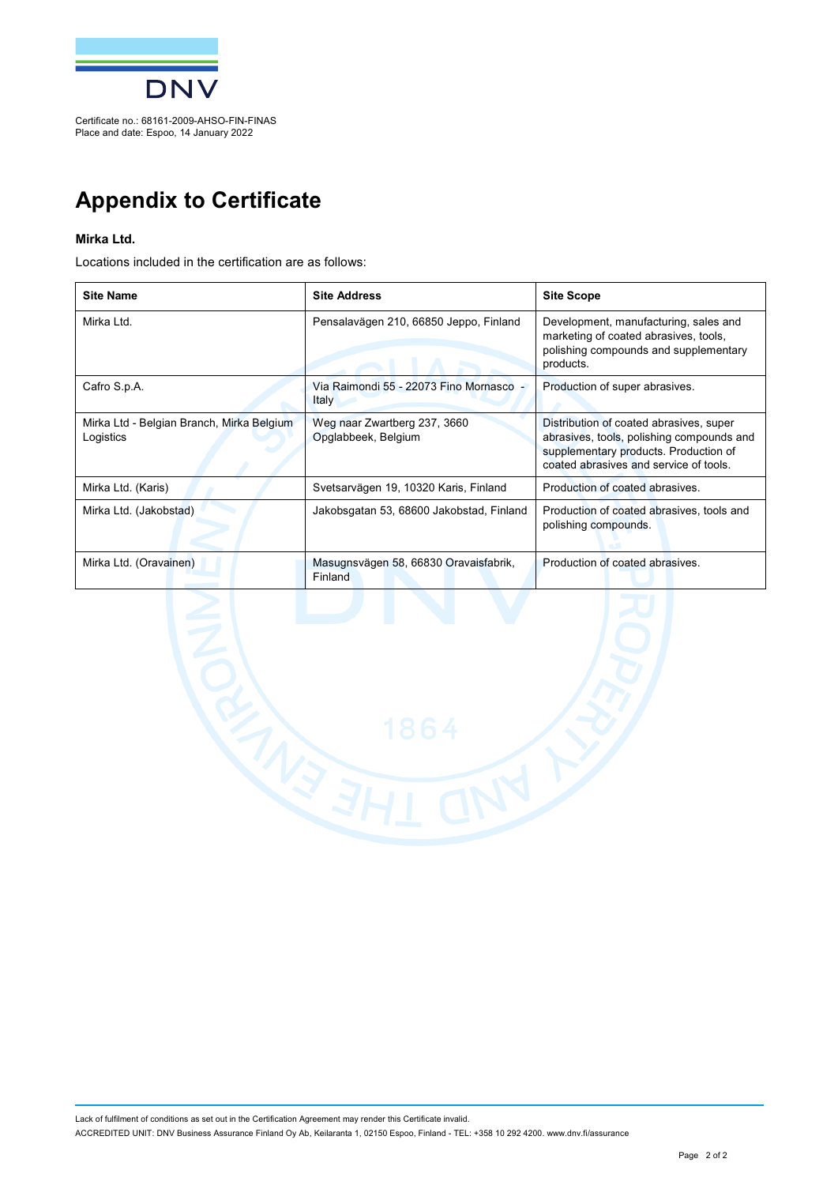Certificate no.: 68161-2009-AHSO-FIN-FINAS
Place and date: Espoo, 14 January 2022

# Appendix to Certificate

**Mirka Ltd.**

Locations included in the certification are as follows:

| Site Name | Site Address | Site Scope |
|---|---|---|
| Mirka Ltd. | Pensalavägen 210, 66850 Jeppo, Finland | Development, manufacturing, sales and marketing of coated abrasives, tools, polishing compounds and supplementary products. |
| Cafro S.p.A. | Via Raimondi 55 - 22073 Fino Mornasco - Italy | Production of super abrasives. |
| Mirka Ltd - Belgian Branch, Mirka Belgium Logistics | Weg naar Zwartberg 237, 3660 Opglabbeek, Belgium | Distribution of coated abrasives, super abrasives, tools, polishing compounds and supplementary products. Production of coated abrasives and service of tools. |
| Mirka Ltd. (Karis) | Svetsarvägen 19, 10320 Karis, Finland | Production of coated abrasives. |
| Mirka Ltd. (Jakobstad) | Jakobsgatan 53, 68600 Jakobstad, Finland | Production of coated abrasives, tools and polishing compounds. |
| Mirka Ltd. (Oravainen) | Masugnsvägen 58, 66830 Oravaisfabrik, Finland | Production of coated abrasives. |

Lack of fulfilment of conditions as set out in the Certification Agreement may render this Certificate invalid.

ACCREDITED UNIT: DNV Business Assurance Finland Oy Ab, Keilaranta 1, 02150 Espoo, Finland - TEL: +358 10 292 4200. www.dnv.fi/assurance